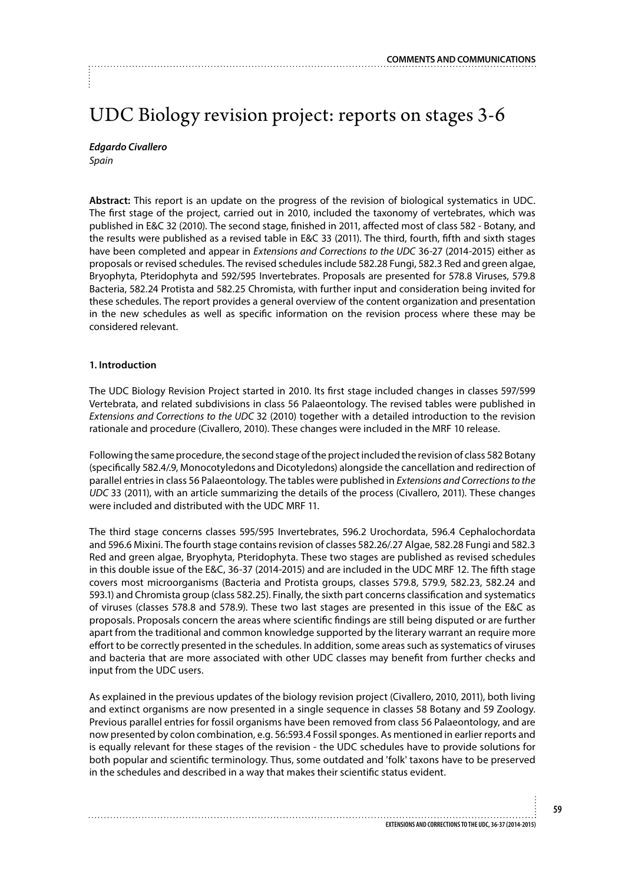# UDC Biology revision project: reports on stages 3-6

***Edgardo Civallero***
*Spain*

**Abstract:** This report is an update on the progress of the revision of biological systematics in UDC. The first stage of the project, carried out in 2010, included the taxonomy of vertebrates, which was published in E&C 32 (2010). The second stage, finished in 2011, affected most of class 582 - Botany, and the results were published as a revised table in E&C 33 (2011). The third, fourth, fifth and sixth stages have been completed and appear in *Extensions and Corrections to the UDC* 36-27 (2014-2015) either as proposals or revised schedules. The revised schedules include 582.28 Fungi, 582.3 Red and green algae, Bryophyta, Pteridophyta and 592/595 Invertebrates. Proposals are presented for 578.8 Viruses, 579.8 Bacteria, 582.24 Protista and 582.25 Chromista, with further input and consideration being invited for these schedules. The report provides a general overview of the content organization and presentation in the new schedules as well as specific information on the revision process where these may be considered relevant.

## 1. Introduction

The UDC Biology Revision Project started in 2010. Its first stage included changes in classes 597/599 Vertebrata, and related subdivisions in class 56 Palaeontology. The revised tables were published in *Extensions and Corrections to the UDC* 32 (2010) together with a detailed introduction to the revision rationale and procedure (Civallero, 2010). These changes were included in the MRF 10 release.

Following the same procedure, the second stage of the project included the revision of class 582 Botany (specifically 582.4/.9, Monocotyledons and Dicotyledons) alongside the cancellation and redirection of parallel entries in class 56 Palaeontology. The tables were published in *Extensions and Corrections to the UDC* 33 (2011), with an article summarizing the details of the process (Civallero, 2011). These changes were included and distributed with the UDC MRF 11.

The third stage concerns classes 595/595 Invertebrates, 596.2 Urochordata, 596.4 Cephalochordata and 596.6 Mixini. The fourth stage contains revision of classes 582.26/.27 Algae, 582.28 Fungi and 582.3 Red and green algae, Bryophyta, Pteridophyta. These two stages are published as revised schedules in this double issue of the E&C, 36-37 (2014-2015) and are included in the UDC MRF 12. The fifth stage covers most microorganisms (Bacteria and Protista groups, classes 579.8, 579.9, 582.23, 582.24 and 593.1) and Chromista group (class 582.25). Finally, the sixth part concerns classification and systematics of viruses (classes 578.8 and 578.9). These two last stages are presented in this issue of the E&C as proposals. Proposals concern the areas where scientific findings are still being disputed or are further apart from the traditional and common knowledge supported by the literary warrant an require more effort to be correctly presented in the schedules. In addition, some areas such as systematics of viruses and bacteria that are more associated with other UDC classes may benefit from further checks and input from the UDC users.

As explained in the previous updates of the biology revision project (Civallero, 2010, 2011), both living and extinct organisms are now presented in a single sequence in classes 58 Botany and 59 Zoology. Previous parallel entries for fossil organisms have been removed from class 56 Palaeontology, and are now presented by colon combination, e.g. 56:593.4 Fossil sponges. As mentioned in earlier reports and is equally relevant for these stages of the revision - the UDC schedules have to provide solutions for both popular and scientific terminology. Thus, some outdated and 'folk' taxons have to be preserved in the schedules and described in a way that makes their scientific status evident.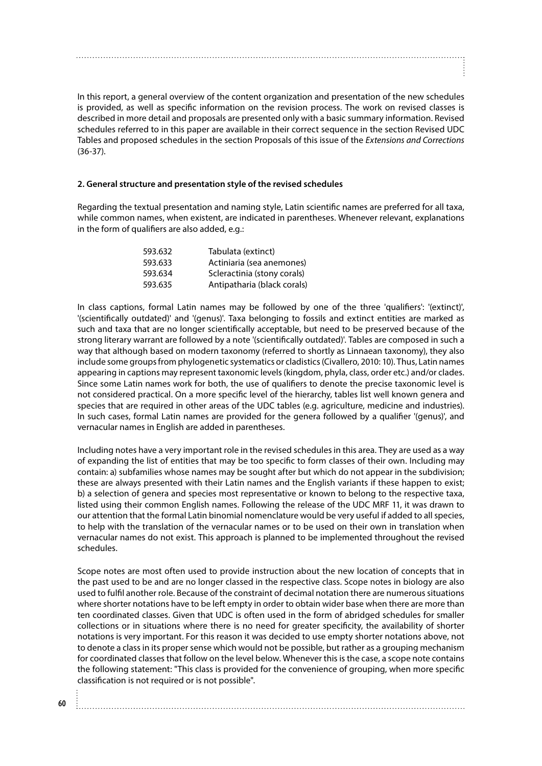In this report, a general overview of the content organization and presentation of the new schedules is provided, as well as specific information on the revision process. The work on revised classes is described in more detail and proposals are presented only with a basic summary information. Revised schedules referred to in this paper are available in their correct sequence in the section Revised UDC Tables and proposed schedules in the section Proposals of this issue of the *Extensions and Corrections* (36-37).

### 2. General structure and presentation style of the revised schedules

Regarding the textual presentation and naming style, Latin scientific names are preferred for all taxa, while common names, when existent, are indicated in parentheses. Whenever relevant, explanations in the form of qualifiers are also added, e.g.:

| | |
|---|---|
| 593.632 | Tabulata (extinct) |
| 593.633 | Actiniaria (sea anemones) |
| 593.634 | Scleractinia (stony corals) |
| 593.635 | Antipatharia (black corals) |

In class captions, formal Latin names may be followed by one of the three 'qualifiers': '(extinct)', '(scientifically outdated)' and '(genus)'. Taxa belonging to fossils and extinct entities are marked as such and taxa that are no longer scientifically acceptable, but need to be preserved because of the strong literary warrant are followed by a note '(scientifically outdated)'. Tables are composed in such a way that although based on modern taxonomy (referred to shortly as Linnaean taxonomy), they also include some groups from phylogenetic systematics or cladistics (Civallero, 2010: 10). Thus, Latin names appearing in captions may represent taxonomic levels (kingdom, phyla, class, order etc.) and/or clades. Since some Latin names work for both, the use of qualifiers to denote the precise taxonomic level is not considered practical. On a more specific level of the hierarchy, tables list well known genera and species that are required in other areas of the UDC tables (e.g. agriculture, medicine and industries). In such cases, formal Latin names are provided for the genera followed by a qualifier '(genus)', and vernacular names in English are added in parentheses.

Including notes have a very important role in the revised schedules in this area. They are used as a way of expanding the list of entities that may be too specific to form classes of their own. Including may contain: a) subfamilies whose names may be sought after but which do not appear in the subdivision; these are always presented with their Latin names and the English variants if these happen to exist; b) a selection of genera and species most representative or known to belong to the respective taxa, listed using their common English names. Following the release of the UDC MRF 11, it was drawn to our attention that the formal Latin binomial nomenclature would be very useful if added to all species, to help with the translation of the vernacular names or to be used on their own in translation when vernacular names do not exist. This approach is planned to be implemented throughout the revised schedules.

Scope notes are most often used to provide instruction about the new location of concepts that in the past used to be and are no longer classed in the respective class. Scope notes in biology are also used to fulfil another role. Because of the constraint of decimal notation there are numerous situations where shorter notations have to be left empty in order to obtain wider base when there are more than ten coordinated classes. Given that UDC is often used in the form of abridged schedules for smaller collections or in situations where there is no need for greater specificity, the availability of shorter notations is very important. For this reason it was decided to use empty shorter notations above, not to denote a class in its proper sense which would not be possible, but rather as a grouping mechanism for coordinated classes that follow on the level below. Whenever this is the case, a scope note contains the following statement: "This class is provided for the convenience of grouping, when more specific classification is not required or is not possible".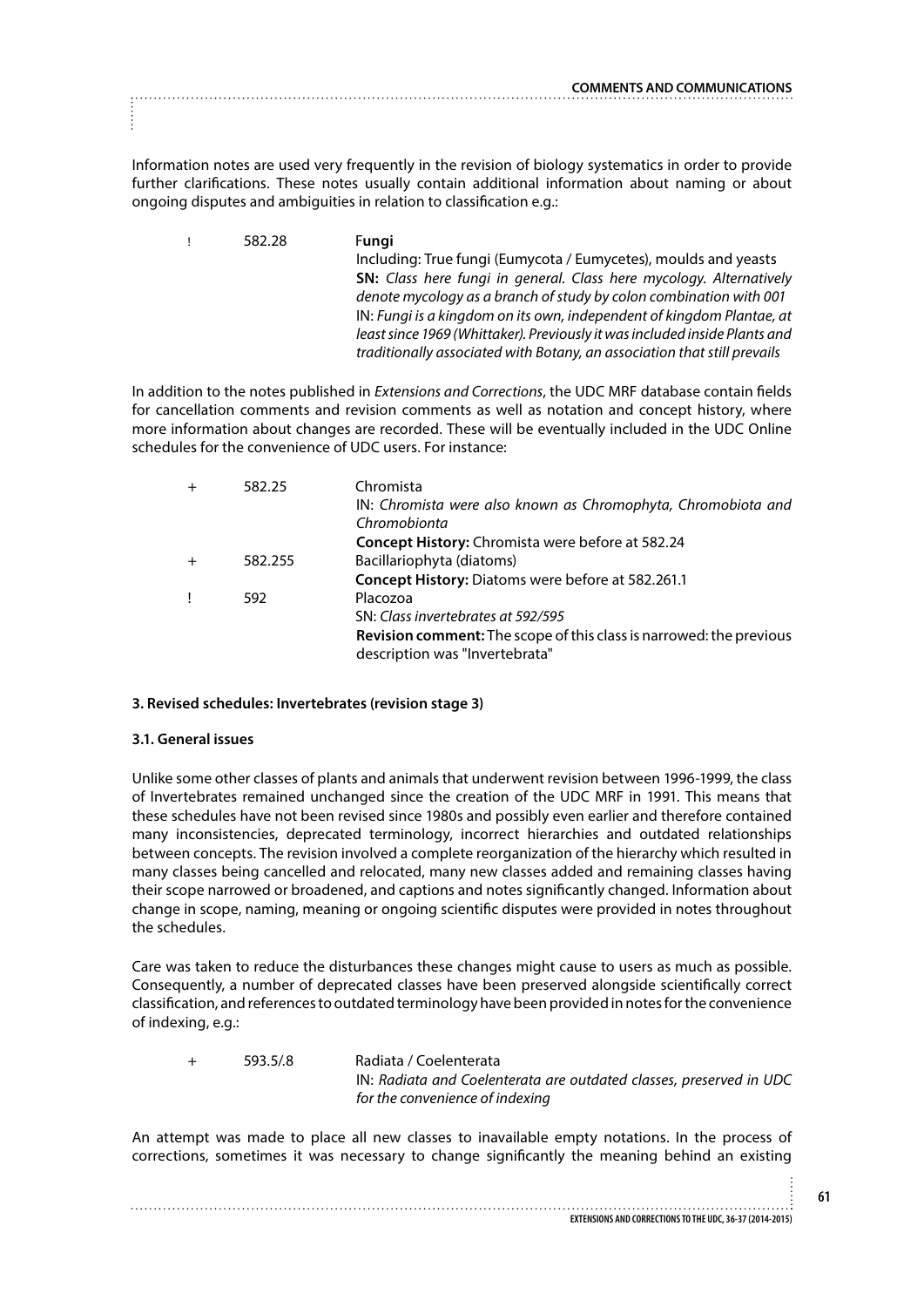Information notes are used very frequently in the revision of biology systematics in order to provide further clarifications. These notes usually contain additional information about naming or about ongoing disputes and ambiguities in relation to classification e.g.:

| | | |
|---|---|---|
| ! | 582.28 | **Fungi**<br>Including: True fungi (Eumycota / Eumycetes), moulds and yeasts<br>**SN:** *Class here fungi in general. Class here mycology. Alternatively denote mycology as a branch of study by colon combination with 001*<br>IN: *Fungi is a kingdom on its own, independent of kingdom Plantae, at least since 1969 (Whittaker). Previously it was included inside Plants and traditionally associated with Botany, an association that still prevails* |

In addition to the notes published in *Extensions and Corrections*, the UDC MRF database contain fields for cancellation comments and revision comments as well as notation and concept history, where more information about changes are recorded. These will be eventually included in the UDC Online schedules for the convenience of UDC users. For instance:

| | | |
|---|---|---|
| + | 582.25 | Chromista<br>IN: *Chromista were also known as Chromophyta, Chromobiota and Chromobionta*<br>**Concept History:** Chromista were before at 582.24 |
| + | 582.255 | Bacillariophyta (diatoms)<br>**Concept History:** Diatoms were before at 582.261.1 |
| ! | 592 | Placozoa<br>SN: *Class invertebrates at 592/595*<br>**Revision comment:** The scope of this class is narrowed: the previous description was "Invertebrata" |

### 3. Revised schedules: Invertebrates (revision stage 3)

#### 3.1. General issues

Unlike some other classes of plants and animals that underwent revision between 1996-1999, the class of Invertebrates remained unchanged since the creation of the UDC MRF in 1991. This means that these schedules have not been revised since 1980s and possibly even earlier and therefore contained many inconsistencies, deprecated terminology, incorrect hierarchies and outdated relationships between concepts. The revision involved a complete reorganization of the hierarchy which resulted in many classes being cancelled and relocated, many new classes added and remaining classes having their scope narrowed or broadened, and captions and notes significantly changed. Information about change in scope, naming, meaning or ongoing scientific disputes were provided in notes throughout the schedules.

Care was taken to reduce the disturbances these changes might cause to users as much as possible. Consequently, a number of deprecated classes have been preserved alongside scientifically correct classification, and references to outdated terminology have been provided in notes for the convenience of indexing, e.g.:

| | | |
|---|---|---|
| + | 593.5/.8 | Radiata / Coelenterata<br>IN: *Radiata and Coelenterata are outdated classes, preserved in UDC for the convenience of indexing* |

An attempt was made to place all new classes to inavailable empty notations. In the process of corrections, sometimes it was necessary to change significantly the meaning behind an existing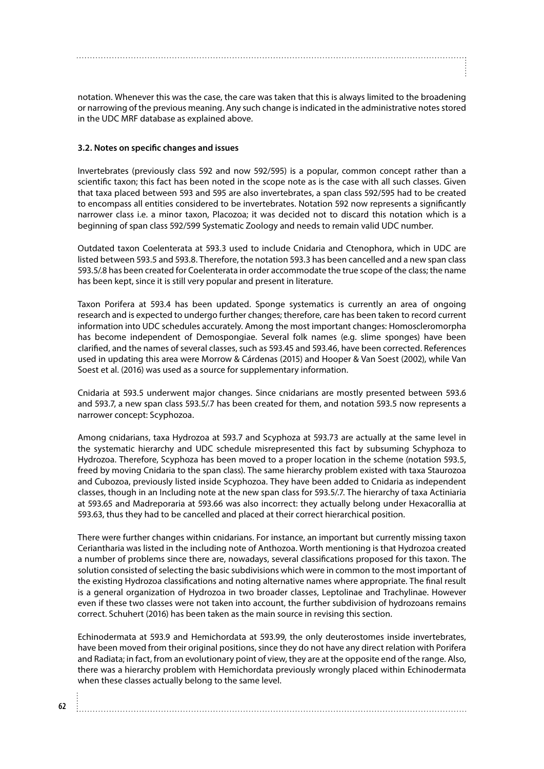notation. Whenever this was the case, the care was taken that this is always limited to the broadening or narrowing of the previous meaning. Any such change is indicated in the administrative notes stored in the UDC MRF database as explained above.

### 3.2. Notes on specific changes and issues

Invertebrates (previously class 592 and now 592/595) is a popular, common concept rather than a scientific taxon; this fact has been noted in the scope note as is the case with all such classes. Given that taxa placed between 593 and 595 are also invertebrates, a span class 592/595 had to be created to encompass all entities considered to be invertebrates. Notation 592 now represents a significantly narrower class i.e. a minor taxon, Placozoa; it was decided not to discard this notation which is a beginning of span class 592/599 Systematic Zoology and needs to remain valid UDC number.

Outdated taxon Coelenterata at 593.3 used to include Cnidaria and Ctenophora, which in UDC are listed between 593.5 and 593.8. Therefore, the notation 593.3 has been cancelled and a new span class 593.5/.8 has been created for Coelenterata in order accommodate the true scope of the class; the name has been kept, since it is still very popular and present in literature.

Taxon Porifera at 593.4 has been updated. Sponge systematics is currently an area of ongoing research and is expected to undergo further changes; therefore, care has been taken to record current information into UDC schedules accurately. Among the most important changes: Homoscleromorpha has become independent of Demospongiae. Several folk names (e.g. slime sponges) have been clarified, and the names of several classes, such as 593.45 and 593.46, have been corrected. References used in updating this area were Morrow & Cárdenas (2015) and Hooper & Van Soest (2002), while Van Soest et al. (2016) was used as a source for supplementary information.

Cnidaria at 593.5 underwent major changes. Since cnidarians are mostly presented between 593.6 and 593.7, a new span class 593.5/.7 has been created for them, and notation 593.5 now represents a narrower concept: Scyphozoa.

Among cnidarians, taxa Hydrozoa at 593.7 and Scyphoza at 593.73 are actually at the same level in the systematic hierarchy and UDC schedule misrepresented this fact by subsuming Schyphoza to Hydrozoa. Therefore, Scyphoza has been moved to a proper location in the scheme (notation 593.5, freed by moving Cnidaria to the span class). The same hierarchy problem existed with taxa Staurozoa and Cubozoa, previously listed inside Scyphozoa. They have been added to Cnidaria as independent classes, though in an Including note at the new span class for 593.5/.7. The hierarchy of taxa Actiniaria at 593.65 and Madreporaria at 593.66 was also incorrect: they actually belong under Hexacorallia at 593.63, thus they had to be cancelled and placed at their correct hierarchical position.

There were further changes within cnidarians. For instance, an important but currently missing taxon Ceriantharia was listed in the including note of Anthozoa. Worth mentioning is that Hydrozoa created a number of problems since there are, nowadays, several classifications proposed for this taxon. The solution consisted of selecting the basic subdivisions which were in common to the most important of the existing Hydrozoa classifications and noting alternative names where appropriate. The final result is a general organization of Hydrozoa in two broader classes, Leptolinae and Trachylinae. However even if these two classes were not taken into account, the further subdivision of hydrozoans remains correct. Schuhert (2016) has been taken as the main source in revising this section.

Echinodermata at 593.9 and Hemichordata at 593.99, the only deuterostomes inside invertebrates, have been moved from their original positions, since they do not have any direct relation with Porifera and Radiata; in fact, from an evolutionary point of view, they are at the opposite end of the range. Also, there was a hierarchy problem with Hemichordata previously wrongly placed within Echinodermata when these classes actually belong to the same level.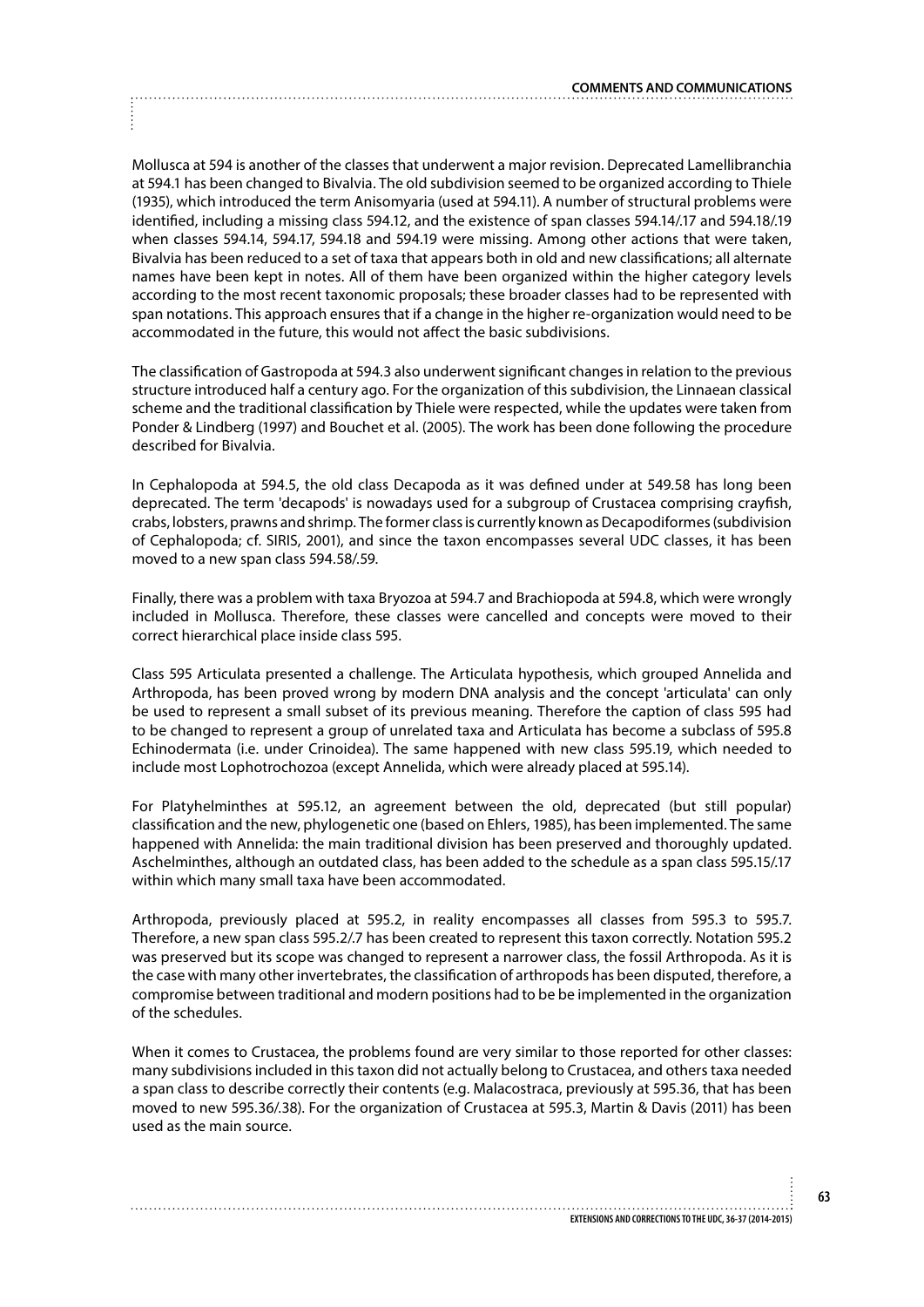Mollusca at 594 is another of the classes that underwent a major revision. Deprecated Lamellibranchia at 594.1 has been changed to Bivalvia. The old subdivision seemed to be organized according to Thiele (1935), which introduced the term Anisomyaria (used at 594.11). A number of structural problems were identified, including a missing class 594.12, and the existence of span classes 594.14/.17 and 594.18/.19 when classes 594.14, 594.17, 594.18 and 594.19 were missing. Among other actions that were taken, Bivalvia has been reduced to a set of taxa that appears both in old and new classifications; all alternate names have been kept in notes. All of them have been organized within the higher category levels according to the most recent taxonomic proposals; these broader classes had to be represented with span notations. This approach ensures that if a change in the higher re-organization would need to be accommodated in the future, this would not affect the basic subdivisions.

The classification of Gastropoda at 594.3 also underwent significant changes in relation to the previous structure introduced half a century ago. For the organization of this subdivision, the Linnaean classical scheme and the traditional classification by Thiele were respected, while the updates were taken from Ponder & Lindberg (1997) and Bouchet et al. (2005). The work has been done following the procedure described for Bivalvia.

In Cephalopoda at 594.5, the old class Decapoda as it was defined under at 549.58 has long been deprecated. The term 'decapods' is nowadays used for a subgroup of Crustacea comprising crayfish, crabs, lobsters, prawns and shrimp. The former class is currently known as Decapodiformes (subdivision of Cephalopoda; cf. SIRIS, 2001), and since the taxon encompasses several UDC classes, it has been moved to a new span class 594.58/.59.

Finally, there was a problem with taxa Bryozoa at 594.7 and Brachiopoda at 594.8, which were wrongly included in Mollusca. Therefore, these classes were cancelled and concepts were moved to their correct hierarchical place inside class 595.

Class 595 Articulata presented a challenge. The Articulata hypothesis, which grouped Annelida and Arthropoda, has been proved wrong by modern DNA analysis and the concept 'articulata' can only be used to represent a small subset of its previous meaning. Therefore the caption of class 595 had to be changed to represent a group of unrelated taxa and Articulata has become a subclass of 595.8 Echinodermata (i.e. under Crinoidea). The same happened with new class 595.19, which needed to include most Lophotrochozoa (except Annelida, which were already placed at 595.14).

For Platyhelminthes at 595.12, an agreement between the old, deprecated (but still popular) classification and the new, phylogenetic one (based on Ehlers, 1985), has been implemented. The same happened with Annelida: the main traditional division has been preserved and thoroughly updated. Aschelminthes, although an outdated class, has been added to the schedule as a span class 595.15/.17 within which many small taxa have been accommodated.

Arthropoda, previously placed at 595.2, in reality encompasses all classes from 595.3 to 595.7. Therefore, a new span class 595.2/.7 has been created to represent this taxon correctly. Notation 595.2 was preserved but its scope was changed to represent a narrower class, the fossil Arthropoda. As it is the case with many other invertebrates, the classification of arthropods has been disputed, therefore, a compromise between traditional and modern positions had to be be implemented in the organization of the schedules.

When it comes to Crustacea, the problems found are very similar to those reported for other classes: many subdivisions included in this taxon did not actually belong to Crustacea, and others taxa needed a span class to describe correctly their contents (e.g. Malacostraca, previously at 595.36, that has been moved to new 595.36/.38). For the organization of Crustacea at 595.3, Martin & Davis (2011) has been used as the main source.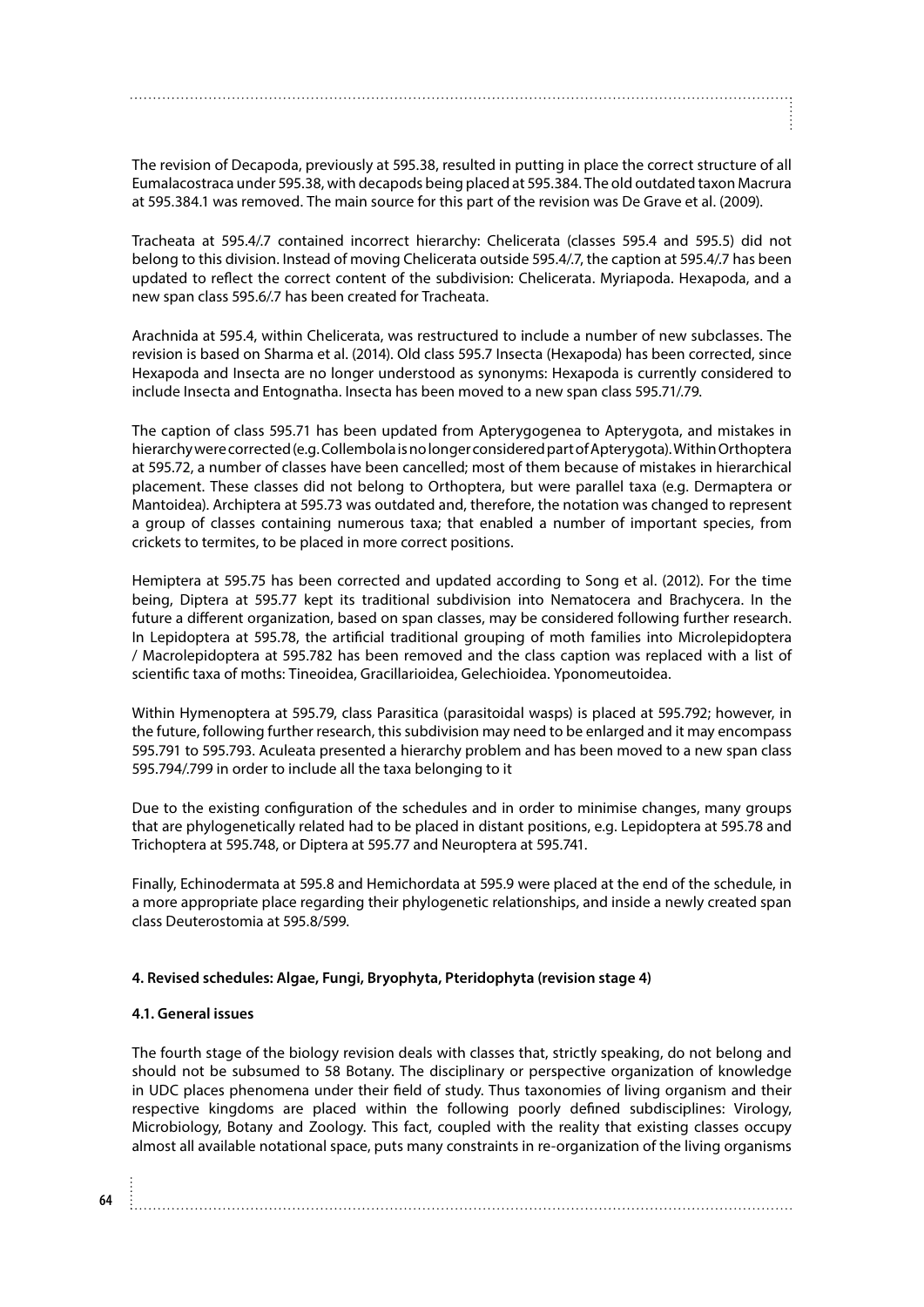The revision of Decapoda, previously at 595.38, resulted in putting in place the correct structure of all Eumalacostraca under 595.38, with decapods being placed at 595.384. The old outdated taxon Macrura at 595.384.1 was removed. The main source for this part of the revision was De Grave et al. (2009).

Tracheata at 595.4/.7 contained incorrect hierarchy: Chelicerata (classes 595.4 and 595.5) did not belong to this division. Instead of moving Chelicerata outside 595.4/.7, the caption at 595.4/.7 has been updated to reflect the correct content of the subdivision: Chelicerata. Myriapoda. Hexapoda, and a new span class 595.6/.7 has been created for Tracheata.

Arachnida at 595.4, within Chelicerata, was restructured to include a number of new subclasses. The revision is based on Sharma et al. (2014). Old class 595.7 Insecta (Hexapoda) has been corrected, since Hexapoda and Insecta are no longer understood as synonyms: Hexapoda is currently considered to include Insecta and Entognatha. Insecta has been moved to a new span class 595.71/.79.

The caption of class 595.71 has been updated from Apterygogenea to Apterygota, and mistakes in hierarchy were corrected (e.g. Collembola is no longer considered part of Apterygota). Within Orthoptera at 595.72, a number of classes have been cancelled; most of them because of mistakes in hierarchical placement. These classes did not belong to Orthoptera, but were parallel taxa (e.g. Dermaptera or Mantoidea). Archiptera at 595.73 was outdated and, therefore, the notation was changed to represent a group of classes containing numerous taxa; that enabled a number of important species, from crickets to termites, to be placed in more correct positions.

Hemiptera at 595.75 has been corrected and updated according to Song et al. (2012). For the time being, Diptera at 595.77 kept its traditional subdivision into Nematocera and Brachycera. In the future a different organization, based on span classes, may be considered following further research. In Lepidoptera at 595.78, the artificial traditional grouping of moth families into Microlepidoptera / Macrolepidoptera at 595.782 has been removed and the class caption was replaced with a list of scientific taxa of moths: Tineoidea, Gracillarioidea, Gelechioidea. Yponomeutoidea.

Within Hymenoptera at 595.79, class Parasitica (parasitoidal wasps) is placed at 595.792; however, in the future, following further research, this subdivision may need to be enlarged and it may encompass 595.791 to 595.793. Aculeata presented a hierarchy problem and has been moved to a new span class 595.794/.799 in order to include all the taxa belonging to it

Due to the existing configuration of the schedules and in order to minimise changes, many groups that are phylogenetically related had to be placed in distant positions, e.g. Lepidoptera at 595.78 and Trichoptera at 595.748, or Diptera at 595.77 and Neuroptera at 595.741.

Finally, Echinodermata at 595.8 and Hemichordata at 595.9 were placed at the end of the schedule, in a more appropriate place regarding their phylogenetic relationships, and inside a newly created span class Deuterostomia at 595.8/599.

### 4. Revised schedules: Algae, Fungi, Bryophyta, Pteridophyta (revision stage 4)

#### 4.1. General issues

The fourth stage of the biology revision deals with classes that, strictly speaking, do not belong and should not be subsumed to 58 Botany. The disciplinary or perspective organization of knowledge in UDC places phenomena under their field of study. Thus taxonomies of living organism and their respective kingdoms are placed within the following poorly defined subdisciplines: Virology, Microbiology, Botany and Zoology. This fact, coupled with the reality that existing classes occupy almost all available notational space, puts many constraints in re-organization of the living organisms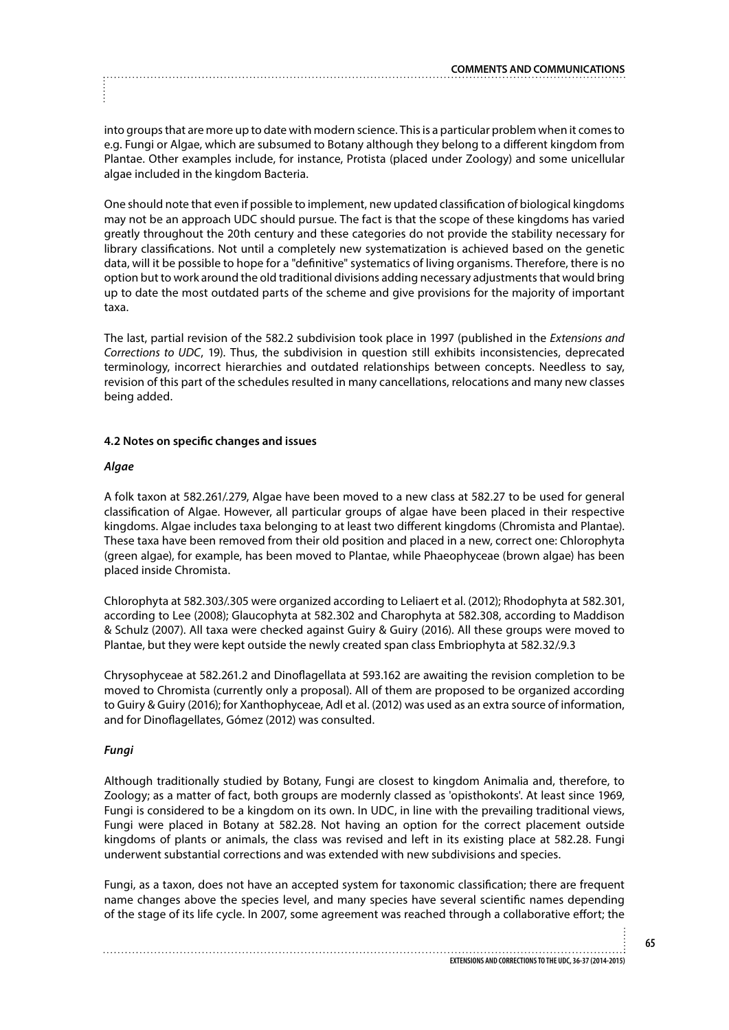into groups that are more up to date with modern science. This is a particular problem when it comes to e.g. Fungi or Algae, which are subsumed to Botany although they belong to a different kingdom from Plantae. Other examples include, for instance, Protista (placed under Zoology) and some unicellular algae included in the kingdom Bacteria.

One should note that even if possible to implement, new updated classification of biological kingdoms may not be an approach UDC should pursue. The fact is that the scope of these kingdoms has varied greatly throughout the 20th century and these categories do not provide the stability necessary for library classifications. Not until a completely new systematization is achieved based on the genetic data, will it be possible to hope for a "definitive" systematics of living organisms. Therefore, there is no option but to work around the old traditional divisions adding necessary adjustments that would bring up to date the most outdated parts of the scheme and give provisions for the majority of important taxa.

The last, partial revision of the 582.2 subdivision took place in 1997 (published in the *Extensions and Corrections to UDC*, 19). Thus, the subdivision in question still exhibits inconsistencies, deprecated terminology, incorrect hierarchies and outdated relationships between concepts. Needless to say, revision of this part of the schedules resulted in many cancellations, relocations and many new classes being added.

### 4.2 Notes on specific changes and issues

#### *Algae*

A folk taxon at 582.261/.279, Algae have been moved to a new class at 582.27 to be used for general classification of Algae. However, all particular groups of algae have been placed in their respective kingdoms. Algae includes taxa belonging to at least two different kingdoms (Chromista and Plantae). These taxa have been removed from their old position and placed in a new, correct one: Chlorophyta (green algae), for example, has been moved to Plantae, while Phaeophyceae (brown algae) has been placed inside Chromista.

Chlorophyta at 582.303/.305 were organized according to Leliaert et al. (2012); Rhodophyta at 582.301, according to Lee (2008); Glaucophyta at 582.302 and Charophyta at 582.308, according to Maddison & Schulz (2007). All taxa were checked against Guiry & Guiry (2016). All these groups were moved to Plantae, but they were kept outside the newly created span class Embriophyta at 582.32/.9.3

Chrysophyceae at 582.261.2 and Dinoflagellata at 593.162 are awaiting the revision completion to be moved to Chromista (currently only a proposal). All of them are proposed to be organized according to Guiry & Guiry (2016); for Xanthophyceae, Adl et al. (2012) was used as an extra source of information, and for Dinoflagellates, Gómez (2012) was consulted.

#### *Fungi*

Although traditionally studied by Botany, Fungi are closest to kingdom Animalia and, therefore, to Zoology; as a matter of fact, both groups are modernly classed as 'opisthokonts'. At least since 1969, Fungi is considered to be a kingdom on its own. In UDC, in line with the prevailing traditional views, Fungi were placed in Botany at 582.28. Not having an option for the correct placement outside kingdoms of plants or animals, the class was revised and left in its existing place at 582.28. Fungi underwent substantial corrections and was extended with new subdivisions and species.

Fungi, as a taxon, does not have an accepted system for taxonomic classification; there are frequent name changes above the species level, and many species have several scientific names depending of the stage of its life cycle. In 2007, some agreement was reached through a collaborative effort; the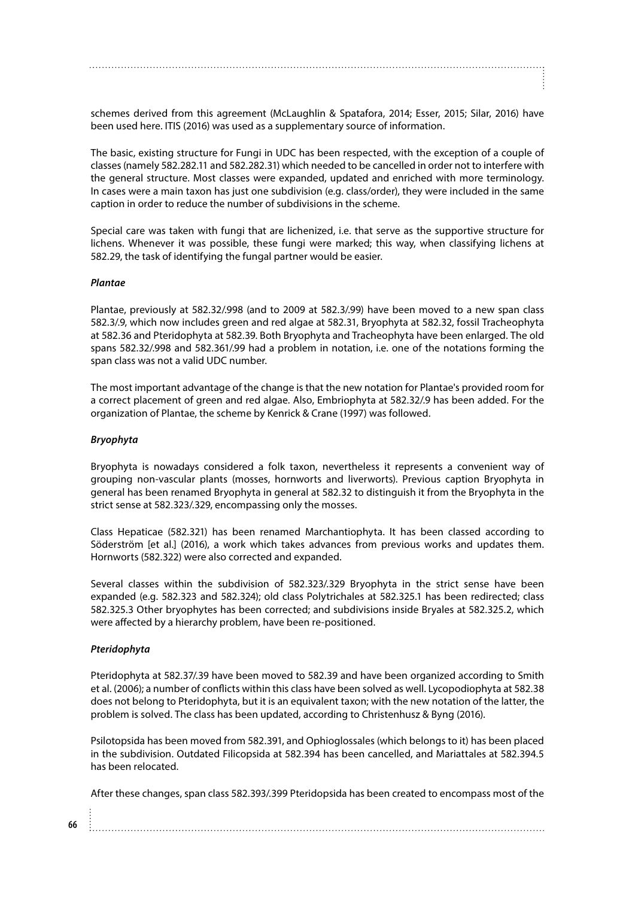schemes derived from this agreement (McLaughlin & Spatafora, 2014; Esser, 2015; Silar, 2016) have been used here. ITIS (2016) was used as a supplementary source of information.

The basic, existing structure for Fungi in UDC has been respected, with the exception of a couple of classes (namely 582.282.11 and 582.282.31) which needed to be cancelled in order not to interfere with the general structure. Most classes were expanded, updated and enriched with more terminology. In cases were a main taxon has just one subdivision (e.g. class/order), they were included in the same caption in order to reduce the number of subdivisions in the scheme.

Special care was taken with fungi that are lichenized, i.e. that serve as the supportive structure for lichens. Whenever it was possible, these fungi were marked; this way, when classifying lichens at 582.29, the task of identifying the fungal partner would be easier.

#### *Plantae*

Plantae, previously at 582.32/.998 (and to 2009 at 582.3/.99) have been moved to a new span class 582.3/.9, which now includes green and red algae at 582.31, Bryophyta at 582.32, fossil Tracheophyta at 582.36 and Pteridophyta at 582.39. Both Bryophyta and Tracheophyta have been enlarged. The old spans 582.32/.998 and 582.361/.99 had a problem in notation, i.e. one of the notations forming the span class was not a valid UDC number.

The most important advantage of the change is that the new notation for Plantae's provided room for a correct placement of green and red algae. Also, Embriophyta at 582.32/.9 has been added. For the organization of Plantae, the scheme by Kenrick & Crane (1997) was followed.

#### *Bryophyta*

Bryophyta is nowadays considered a folk taxon, nevertheless it represents a convenient way of grouping non-vascular plants (mosses, hornworts and liverworts). Previous caption Bryophyta in general has been renamed Bryophyta in general at 582.32 to distinguish it from the Bryophyta in the strict sense at 582.323/.329, encompassing only the mosses.

Class Hepaticae (582.321) has been renamed Marchantiophyta. It has been classed according to Söderström [et al.] (2016), a work which takes advances from previous works and updates them. Hornworts (582.322) were also corrected and expanded.

Several classes within the subdivision of 582.323/.329 Bryophyta in the strict sense have been expanded (e.g. 582.323 and 582.324); old class Polytrichales at 582.325.1 has been redirected; class 582.325.3 Other bryophytes has been corrected; and subdivisions inside Bryales at 582.325.2, which were affected by a hierarchy problem, have been re-positioned.

#### *Pteridophyta*

Pteridophyta at 582.37/.39 have been moved to 582.39 and have been organized according to Smith et al. (2006); a number of conflicts within this class have been solved as well. Lycopodiophyta at 582.38 does not belong to Pteridophyta, but it is an equivalent taxon; with the new notation of the latter, the problem is solved. The class has been updated, according to Christenhusz & Byng (2016).

Psilotopsida has been moved from 582.391, and Ophioglossales (which belongs to it) has been placed in the subdivision. Outdated Filicopsida at 582.394 has been cancelled, and Mariattales at 582.394.5 has been relocated.

After these changes, span class 582.393/.399 Pteridopsida has been created to encompass most of the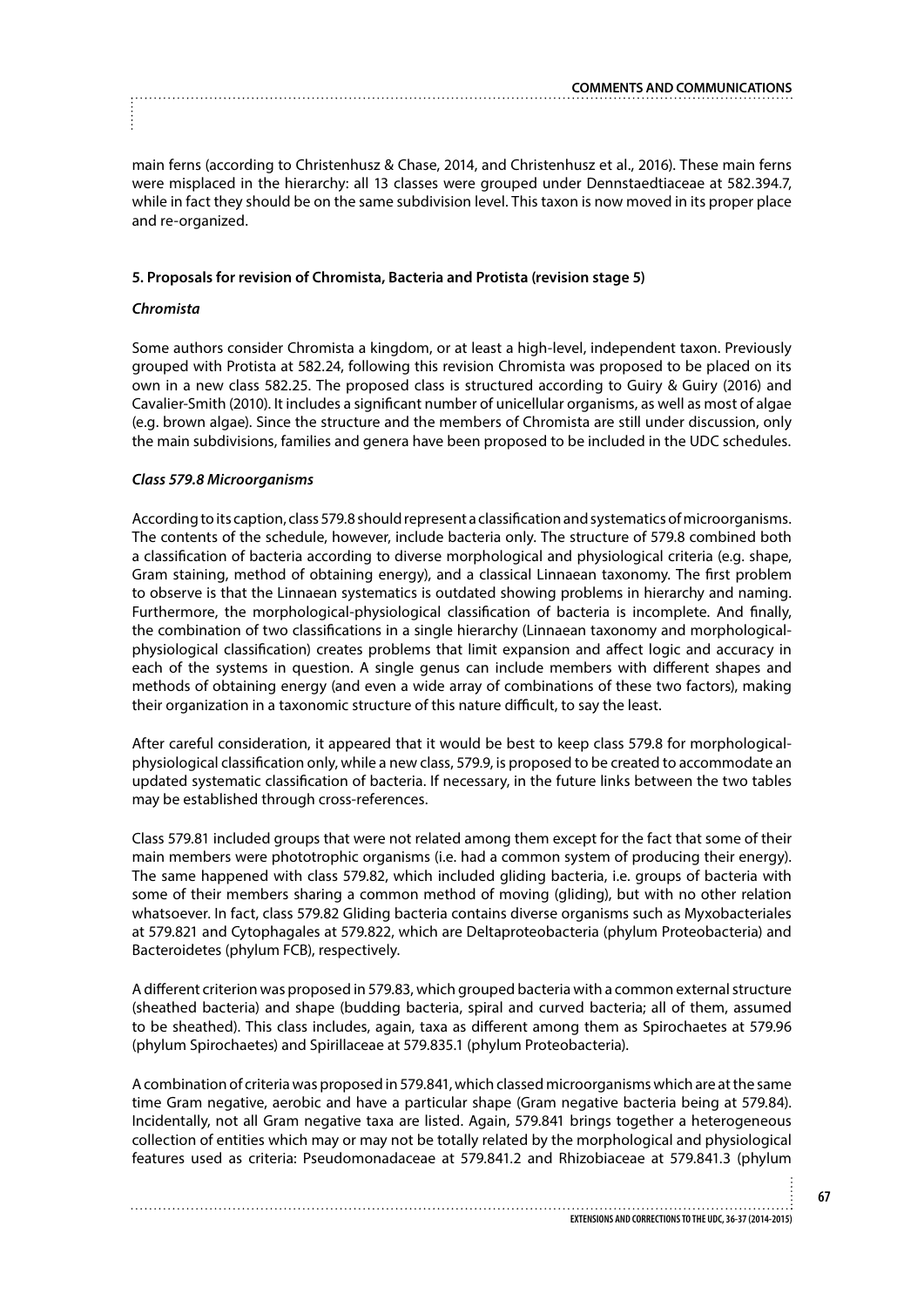main ferns (according to Christenhusz & Chase, 2014, and Christenhusz et al., 2016). These main ferns were misplaced in the hierarchy: all 13 classes were grouped under Dennstaedtiaceae at 582.394.7, while in fact they should be on the same subdivision level. This taxon is now moved in its proper place and re-organized.

**5. Proposals for revision of Chromista, Bacteria and Protista (revision stage 5)**

***Chromista***

Some authors consider Chromista a kingdom, or at least a high-level, independent taxon. Previously grouped with Protista at 582.24, following this revision Chromista was proposed to be placed on its own in a new class 582.25. The proposed class is structured according to Guiry & Guiry (2016) and Cavalier-Smith (2010). It includes a significant number of unicellular organisms, as well as most of algae (e.g. brown algae). Since the structure and the members of Chromista are still under discussion, only the main subdivisions, families and genera have been proposed to be included in the UDC schedules.

***Class 579.8 Microorganisms***

According to its caption, class 579.8 should represent a classification and systematics of microorganisms. The contents of the schedule, however, include bacteria only. The structure of 579.8 combined both a classification of bacteria according to diverse morphological and physiological criteria (e.g. shape, Gram staining, method of obtaining energy), and a classical Linnaean taxonomy. The first problem to observe is that the Linnaean systematics is outdated showing problems in hierarchy and naming. Furthermore, the morphological-physiological classification of bacteria is incomplete. And finally, the combination of two classifications in a single hierarchy (Linnaean taxonomy and morphological-physiological classification) creates problems that limit expansion and affect logic and accuracy in each of the systems in question. A single genus can include members with different shapes and methods of obtaining energy (and even a wide array of combinations of these two factors), making their organization in a taxonomic structure of this nature difficult, to say the least.

After careful consideration, it appeared that it would be best to keep class 579.8 for morphological-physiological classification only, while a new class, 579.9, is proposed to be created to accommodate an updated systematic classification of bacteria. If necessary, in the future links between the two tables may be established through cross-references.

Class 579.81 included groups that were not related among them except for the fact that some of their main members were phototrophic organisms (i.e. had a common system of producing their energy). The same happened with class 579.82, which included gliding bacteria, i.e. groups of bacteria with some of their members sharing a common method of moving (gliding), but with no other relation whatsoever. In fact, class 579.82 Gliding bacteria contains diverse organisms such as Myxobacteriales at 579.821 and Cytophagales at 579.822, which are Deltaproteobacteria (phylum Proteobacteria) and Bacteroidetes (phylum FCB), respectively.

A different criterion was proposed in 579.83, which grouped bacteria with a common external structure (sheathed bacteria) and shape (budding bacteria, spiral and curved bacteria; all of them, assumed to be sheathed). This class includes, again, taxa as different among them as Spirochaetes at 579.96 (phylum Spirochaetes) and Spirillaceae at 579.835.1 (phylum Proteobacteria).

A combination of criteria was proposed in 579.841, which classed microorganisms which are at the same time Gram negative, aerobic and have a particular shape (Gram negative bacteria being at 579.84). Incidentally, not all Gram negative taxa are listed. Again, 579.841 brings together a heterogeneous collection of entities which may or may not be totally related by the morphological and physiological features used as criteria: Pseudomonadaceae at 579.841.2 and Rhizobiaceae at 579.841.3 (phylum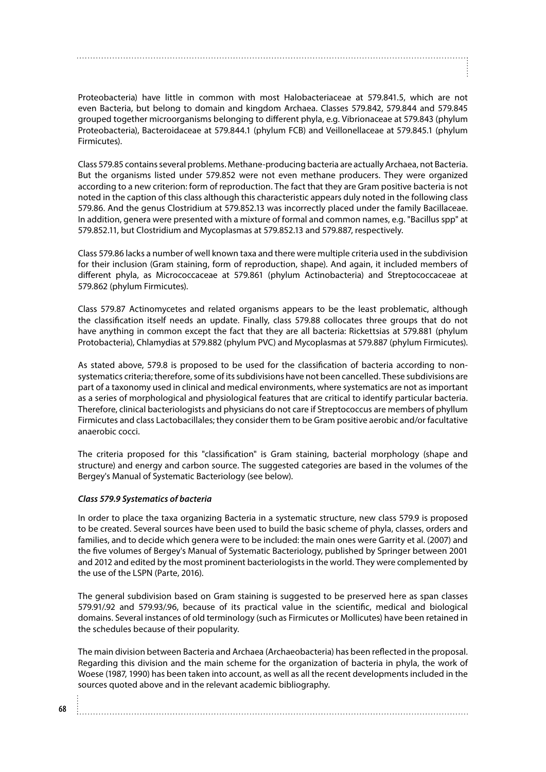Proteobacteria) have little in common with most Halobacteriaceae at 579.841.5, which are not even Bacteria, but belong to domain and kingdom Archaea. Classes 579.842, 579.844 and 579.845 grouped together microorganisms belonging to different phyla, e.g. Vibrionaceae at 579.843 (phylum Proteobacteria), Bacteroidaceae at 579.844.1 (phylum FCB) and Veillonellaceae at 579.845.1 (phylum Firmicutes).

Class 579.85 contains several problems. Methane-producing bacteria are actually Archaea, not Bacteria. But the organisms listed under 579.852 were not even methane producers. They were organized according to a new criterion: form of reproduction. The fact that they are Gram positive bacteria is not noted in the caption of this class although this characteristic appears duly noted in the following class 579.86. And the genus Clostridium at 579.852.13 was incorrectly placed under the family Bacillaceae. In addition, genera were presented with a mixture of formal and common names, e.g. "Bacillus spp" at 579.852.11, but Clostridium and Mycoplasmas at 579.852.13 and 579.887, respectively.

Class 579.86 lacks a number of well known taxa and there were multiple criteria used in the subdivision for their inclusion (Gram staining, form of reproduction, shape). And again, it included members of different phyla, as Micrococcaceae at 579.861 (phylum Actinobacteria) and Streptococcaceae at 579.862 (phylum Firmicutes).

Class 579.87 Actinomycetes and related organisms appears to be the least problematic, although the classification itself needs an update. Finally, class 579.88 collocates three groups that do not have anything in common except the fact that they are all bacteria: Rickettsias at 579.881 (phylum Protobacteria), Chlamydias at 579.882 (phylum PVC) and Mycoplasmas at 579.887 (phylum Firmicutes).

As stated above, 579.8 is proposed to be used for the classification of bacteria according to non-systematics criteria; therefore, some of its subdivisions have not been cancelled. These subdivisions are part of a taxonomy used in clinical and medical environments, where systematics are not as important as a series of morphological and physiological features that are critical to identify particular bacteria. Therefore, clinical bacteriologists and physicians do not care if Streptococcus are members of phyllum Firmicutes and class Lactobacillales; they consider them to be Gram positive aerobic and/or facultative anaerobic cocci.

The criteria proposed for this "classification" is Gram staining, bacterial morphology (shape and structure) and energy and carbon source. The suggested categories are based in the volumes of the Bergey's Manual of Systematic Bacteriology (see below).

***Class 579.9 Systematics of bacteria***

In order to place the taxa organizing Bacteria in a systematic structure, new class 579.9 is proposed to be created. Several sources have been used to build the basic scheme of phyla, classes, orders and families, and to decide which genera were to be included: the main ones were Garrity et al. (2007) and the five volumes of Bergey's Manual of Systematic Bacteriology, published by Springer between 2001 and 2012 and edited by the most prominent bacteriologists in the world. They were complemented by the use of the LSPN (Parte, 2016).

The general subdivision based on Gram staining is suggested to be preserved here as span classes 579.91/.92 and 579.93/.96, because of its practical value in the scientific, medical and biological domains. Several instances of old terminology (such as Firmicutes or Mollicutes) have been retained in the schedules because of their popularity.

The main division between Bacteria and Archaea (Archaeobacteria) has been reflected in the proposal. Regarding this division and the main scheme for the organization of bacteria in phyla, the work of Woese (1987, 1990) has been taken into account, as well as all the recent developments included in the sources quoted above and in the relevant academic bibliography.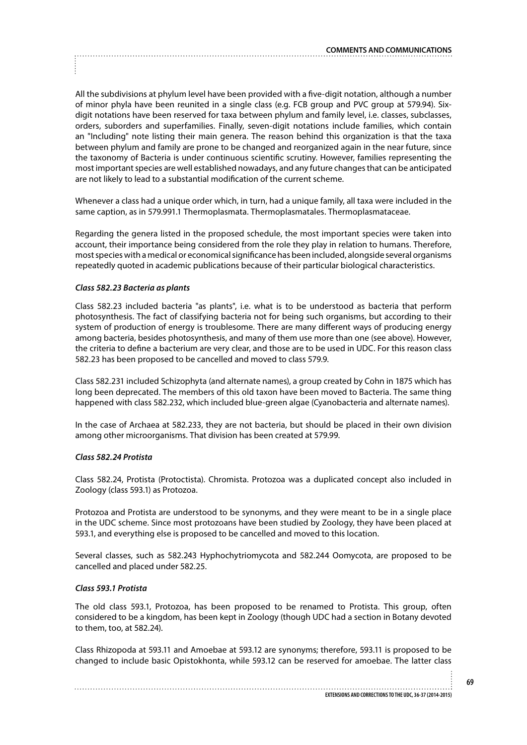All the subdivisions at phylum level have been provided with a five-digit notation, although a number of minor phyla have been reunited in a single class (e.g. FCB group and PVC group at 579.94). Six-digit notations have been reserved for taxa between phylum and family level, i.e. classes, subclasses, orders, suborders and superfamilies. Finally, seven-digit notations include families, which contain an "Including" note listing their main genera. The reason behind this organization is that the taxa between phylum and family are prone to be changed and reorganized again in the near future, since the taxonomy of Bacteria is under continuous scientific scrutiny. However, families representing the most important species are well established nowadays, and any future changes that can be anticipated are not likely to lead to a substantial modification of the current scheme.

Whenever a class had a unique order which, in turn, had a unique family, all taxa were included in the same caption, as in 579.991.1 Thermoplasmata. Thermoplasmatales. Thermoplasmataceae.

Regarding the genera listed in the proposed schedule, the most important species were taken into account, their importance being considered from the role they play in relation to humans. Therefore, most species with a medical or economical significance has been included, alongside several organisms repeatedly quoted in academic publications because of their particular biological characteristics.

***Class 582.23 Bacteria as plants***

Class 582.23 included bacteria "as plants", i.e. what is to be understood as bacteria that perform photosynthesis. The fact of classifying bacteria not for being such organisms, but according to their system of production of energy is troublesome. There are many different ways of producing energy among bacteria, besides photosynthesis, and many of them use more than one (see above). However, the criteria to define a bacterium are very clear, and those are to be used in UDC. For this reason class 582.23 has been proposed to be cancelled and moved to class 579.9.

Class 582.231 included Schizophyta (and alternate names), a group created by Cohn in 1875 which has long been deprecated. The members of this old taxon have been moved to Bacteria. The same thing happened with class 582.232, which included blue-green algae (Cyanobacteria and alternate names).

In the case of Archaea at 582.233, they are not bacteria, but should be placed in their own division among other microorganisms. That division has been created at 579.99.

***Class 582.24 Protista***

Class 582.24, Protista (Protoctista). Chromista. Protozoa was a duplicated concept also included in Zoology (class 593.1) as Protozoa.

Protozoa and Protista are understood to be synonyms, and they were meant to be in a single place in the UDC scheme. Since most protozoans have been studied by Zoology, they have been placed at 593.1, and everything else is proposed to be cancelled and moved to this location.

Several classes, such as 582.243 Hyphochytriomycota and 582.244 Oomycota, are proposed to be cancelled and placed under 582.25.

***Class 593.1 Protista***

The old class 593.1, Protozoa, has been proposed to be renamed to Protista. This group, often considered to be a kingdom, has been kept in Zoology (though UDC had a section in Botany devoted to them, too, at 582.24).

Class Rhizopoda at 593.11 and Amoebae at 593.12 are synonyms; therefore, 593.11 is proposed to be changed to include basic Opistokhonta, while 593.12 can be reserved for amoebae. The latter class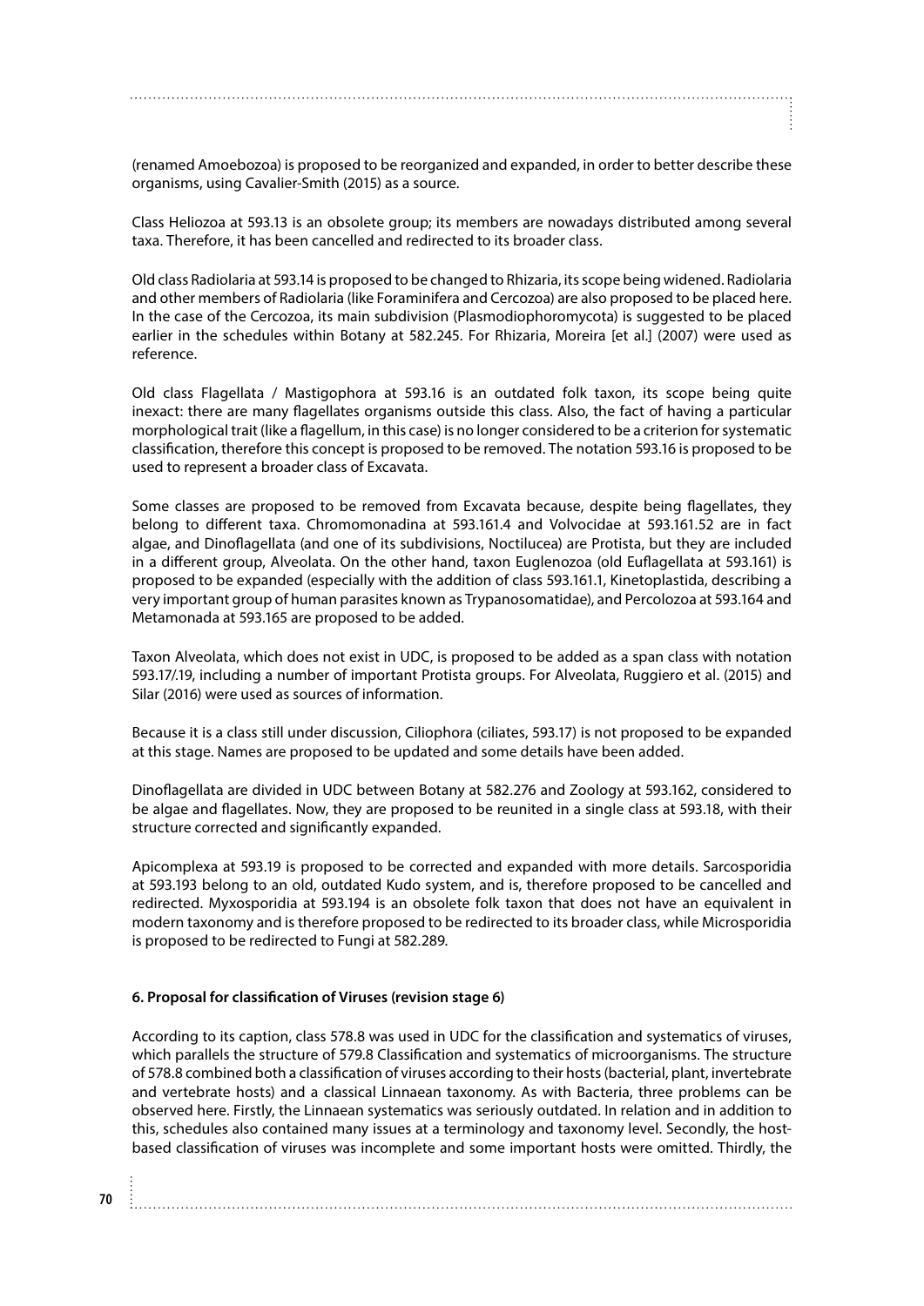(renamed Amoebozoa) is proposed to be reorganized and expanded, in order to better describe these organisms, using Cavalier-Smith (2015) as a source.

Class Heliozoa at 593.13 is an obsolete group; its members are nowadays distributed among several taxa. Therefore, it has been cancelled and redirected to its broader class.

Old class Radiolaria at 593.14 is proposed to be changed to Rhizaria, its scope being widened. Radiolaria and other members of Radiolaria (like Foraminifera and Cercozoa) are also proposed to be placed here. In the case of the Cercozoa, its main subdivision (Plasmodiophoromycota) is suggested to be placed earlier in the schedules within Botany at 582.245. For Rhizaria, Moreira [et al.] (2007) were used as reference.

Old class Flagellata / Mastigophora at 593.16 is an outdated folk taxon, its scope being quite inexact: there are many flagellates organisms outside this class. Also, the fact of having a particular morphological trait (like a flagellum, in this case) is no longer considered to be a criterion for systematic classification, therefore this concept is proposed to be removed. The notation 593.16 is proposed to be used to represent a broader class of Excavata.

Some classes are proposed to be removed from Excavata because, despite being flagellates, they belong to different taxa. Chromomonadina at 593.161.4 and Volvocidae at 593.161.52 are in fact algae, and Dinoflagellata (and one of its subdivisions, Noctilucea) are Protista, but they are included in a different group, Alveolata. On the other hand, taxon Euglenozoa (old Euflagellata at 593.161) is proposed to be expanded (especially with the addition of class 593.161.1, Kinetoplastida, describing a very important group of human parasites known as Trypanosomatidae), and Percolozoa at 593.164 and Metamonada at 593.165 are proposed to be added.

Taxon Alveolata, which does not exist in UDC, is proposed to be added as a span class with notation 593.17/.19, including a number of important Protista groups. For Alveolata, Ruggiero et al. (2015) and Silar (2016) were used as sources of information.

Because it is a class still under discussion, Ciliophora (ciliates, 593.17) is not proposed to be expanded at this stage. Names are proposed to be updated and some details have been added.

Dinoflagellata are divided in UDC between Botany at 582.276 and Zoology at 593.162, considered to be algae and flagellates. Now, they are proposed to be reunited in a single class at 593.18, with their structure corrected and significantly expanded.

Apicomplexa at 593.19 is proposed to be corrected and expanded with more details. Sarcosporidia at 593.193 belong to an old, outdated Kudo system, and is, therefore proposed to be cancelled and redirected. Myxosporidia at 593.194 is an obsolete folk taxon that does not have an equivalent in modern taxonomy and is therefore proposed to be redirected to its broader class, while Microsporidia is proposed to be redirected to Fungi at 582.289.

**6. Proposal for classification of Viruses (revision stage 6)**

According to its caption, class 578.8 was used in UDC for the classification and systematics of viruses, which parallels the structure of 579.8 Classification and systematics of microorganisms. The structure of 578.8 combined both a classification of viruses according to their hosts (bacterial, plant, invertebrate and vertebrate hosts) and a classical Linnaean taxonomy. As with Bacteria, three problems can be observed here. Firstly, the Linnaean systematics was seriously outdated. In relation and in addition to this, schedules also contained many issues at a terminology and taxonomy level. Secondly, the host-based classification of viruses was incomplete and some important hosts were omitted. Thirdly, the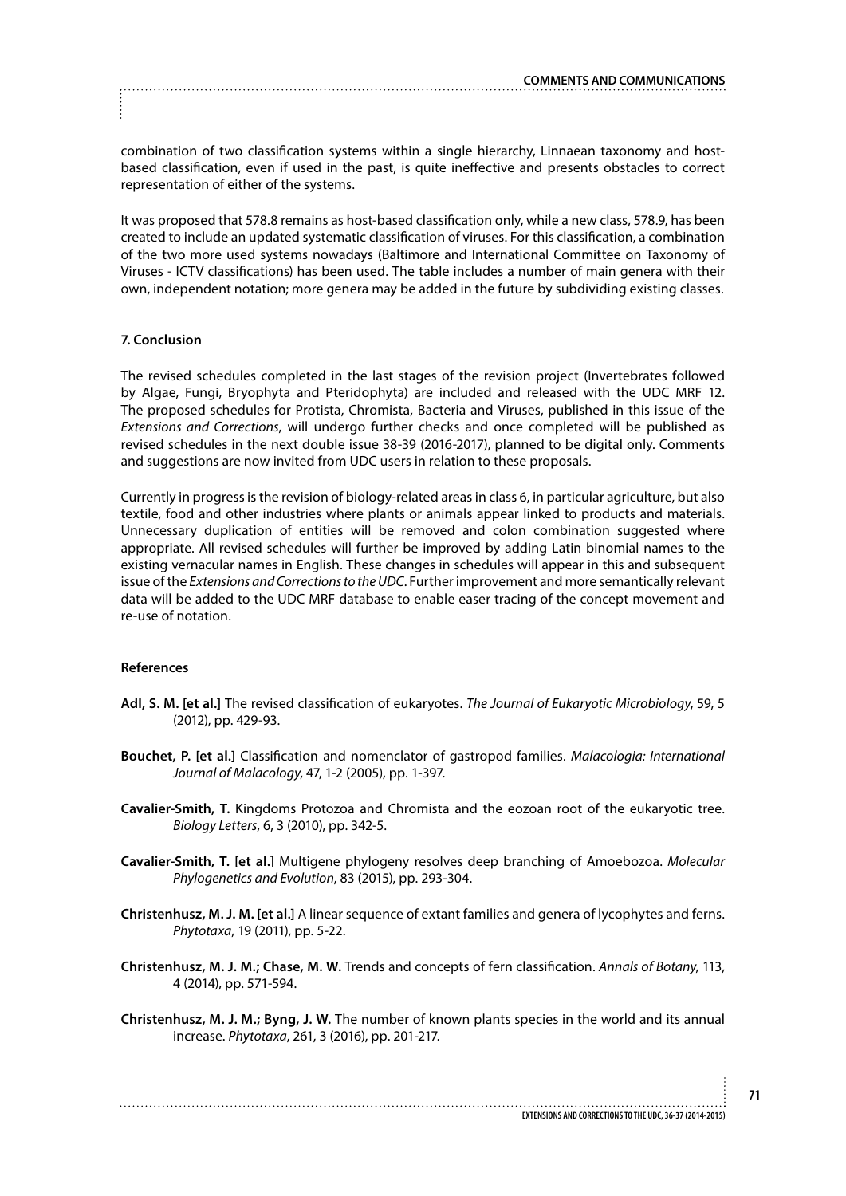combination of two classification systems within a single hierarchy, Linnaean taxonomy and host-based classification, even if used in the past, is quite ineffective and presents obstacles to correct representation of either of the systems.

It was proposed that 578.8 remains as host-based classification only, while a new class, 578.9, has been created to include an updated systematic classification of viruses. For this classification, a combination of the two more used systems nowadays (Baltimore and International Committee on Taxonomy of Viruses - ICTV classifications) has been used. The table includes a number of main genera with their own, independent notation; more genera may be added in the future by subdividing existing classes.

### 7. Conclusion

The revised schedules completed in the last stages of the revision project (Invertebrates followed by Algae, Fungi, Bryophyta and Pteridophyta) are included and released with the UDC MRF 12. The proposed schedules for Protista, Chromista, Bacteria and Viruses, published in this issue of the *Extensions and Corrections*, will undergo further checks and once completed will be published as revised schedules in the next double issue 38-39 (2016-2017), planned to be digital only. Comments and suggestions are now invited from UDC users in relation to these proposals.

Currently in progress is the revision of biology-related areas in class 6, in particular agriculture, but also textile, food and other industries where plants or animals appear linked to products and materials. Unnecessary duplication of entities will be removed and colon combination suggested where appropriate. All revised schedules will further be improved by adding Latin binomial names to the existing vernacular names in English. These changes in schedules will appear in this and subsequent issue of the *Extensions and Corrections to the UDC*. Further improvement and more semantically relevant data will be added to the UDC MRF database to enable easer tracing of the concept movement and re-use of notation.

### References

**Adl, S. M. [et al.]** The revised classification of eukaryotes. *The Journal of Eukaryotic Microbiology*, 59, 5 (2012), pp. 429-93.

**Bouchet, P. [et al.]** Classification and nomenclator of gastropod families. *Malacologia: International Journal of Malacology*, 47, 1-2 (2005), pp. 1-397.

**Cavalier-Smith, T.** Kingdoms Protozoa and Chromista and the eozoan root of the eukaryotic tree. *Biology Letters*, 6, 3 (2010), pp. 342-5.

**Cavalier-Smith, T. [et al.]** Multigene phylogeny resolves deep branching of Amoebozoa. *Molecular Phylogenetics and Evolution*, 83 (2015), pp. 293-304.

**Christenhusz, M. J. M. [et al.]** A linear sequence of extant families and genera of lycophytes and ferns. *Phytotaxa*, 19 (2011), pp. 5-22.

**Christenhusz, M. J. M.; Chase, M. W.** Trends and concepts of fern classification. *Annals of Botany*, 113, 4 (2014), pp. 571-594.

**Christenhusz, M. J. M.; Byng, J. W.** The number of known plants species in the world and its annual increase. *Phytotaxa*, 261, 3 (2016), pp. 201-217.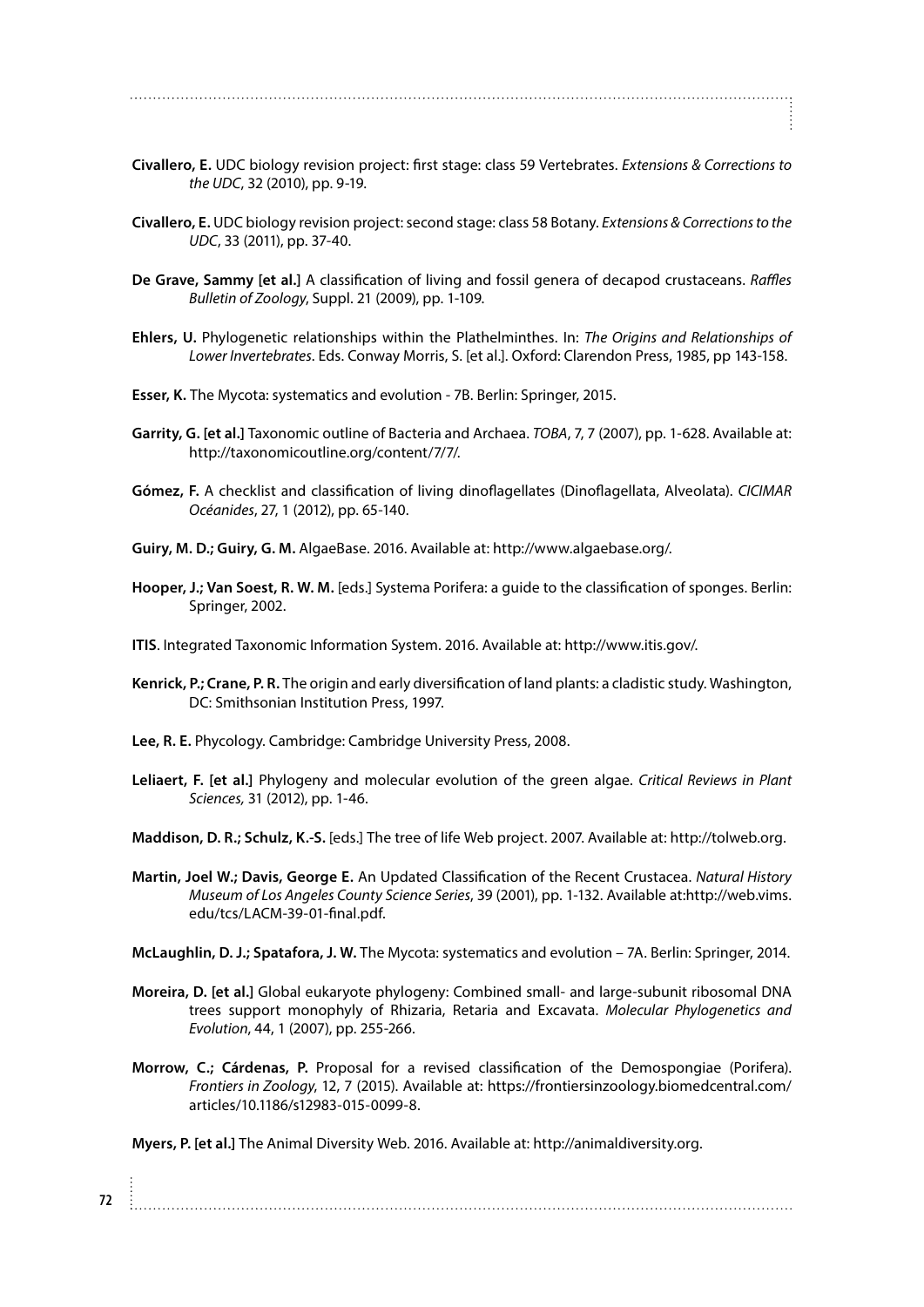**Civallero, E.** UDC biology revision project: first stage: class 59 Vertebrates. *Extensions & Corrections to the UDC*, 32 (2010), pp. 9-19.

**Civallero, E.** UDC biology revision project: second stage: class 58 Botany. *Extensions & Corrections to the UDC*, 33 (2011), pp. 37-40.

**De Grave, Sammy [et al.]** A classification of living and fossil genera of decapod crustaceans. *Raffles Bulletin of Zoology*, Suppl. 21 (2009), pp. 1-109.

**Ehlers, U.** Phylogenetic relationships within the Plathelminthes. In: *The Origins and Relationships of Lower Invertebrates*. Eds. Conway Morris, S. [et al.]. Oxford: Clarendon Press, 1985, pp 143-158.

**Esser, K.** The Mycota: systematics and evolution - 7B. Berlin: Springer, 2015.

**Garrity, G. [et al.]** Taxonomic outline of Bacteria and Archaea. *TOBA*, 7, 7 (2007), pp. 1-628. Available at: http://taxonomicoutline.org/content/7/7/.

**Gómez, F.** A checklist and classification of living dinoflagellates (Dinoflagellata, Alveolata). *CICIMAR Océanides*, 27, 1 (2012), pp. 65-140.

**Guiry, M. D.; Guiry, G. M.** AlgaeBase. 2016. Available at: http://www.algaebase.org/.

**Hooper, J.; Van Soest, R. W. M.** [eds.] Systema Porifera: a guide to the classification of sponges. Berlin: Springer, 2002.

**ITIS**. Integrated Taxonomic Information System. 2016. Available at: http://www.itis.gov/.

**Kenrick, P.; Crane, P. R.** The origin and early diversification of land plants: a cladistic study. Washington, DC: Smithsonian Institution Press, 1997.

**Lee, R. E.** Phycology. Cambridge: Cambridge University Press, 2008.

**Leliaert, F. [et al.]** Phylogeny and molecular evolution of the green algae. *Critical Reviews in Plant Sciences,* 31 (2012), pp. 1-46.

**Maddison, D. R.; Schulz, K.-S.** [eds.] The tree of life Web project. 2007. Available at: http://tolweb.org.

**Martin, Joel W.; Davis, George E.** An Updated Classification of the Recent Crustacea. *Natural History Museum of Los Angeles County Science Series*, 39 (2001), pp. 1-132. Available at:http://web.vims.edu/tcs/LACM-39-01-final.pdf.

**McLaughlin, D. J.; Spatafora, J. W.** The Mycota: systematics and evolution – 7A. Berlin: Springer, 2014.

**Moreira, D. [et al.]** Global eukaryote phylogeny: Combined small- and large-subunit ribosomal DNA trees support monophyly of Rhizaria, Retaria and Excavata. *Molecular Phylogenetics and Evolution*, 44, 1 (2007), pp. 255-266.

**Morrow, C.; Cárdenas, P.** Proposal for a revised classification of the Demospongiae (Porifera). *Frontiers in Zoology*, 12, 7 (2015). Available at: https://frontiersinzoology.biomedcentral.com/articles/10.1186/s12983-015-0099-8.

**Myers, P. [et al.]** The Animal Diversity Web. 2016. Available at: http://animaldiversity.org.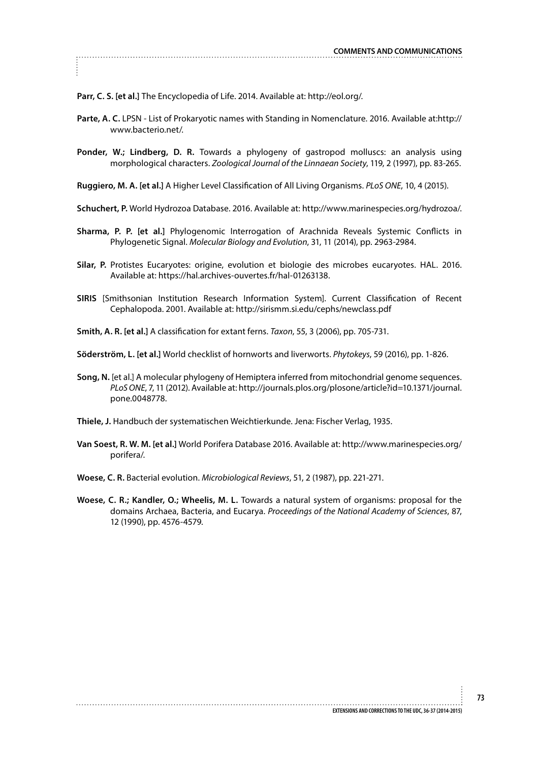**Parr, C. S. [et al.]** The Encyclopedia of Life. 2014. Available at: http://eol.org/.

**Parte, A. C.** LPSN - List of Prokaryotic names with Standing in Nomenclature. 2016. Available at:http://www.bacterio.net/.

**Ponder, W.; Lindberg, D. R.** Towards a phylogeny of gastropod molluscs: an analysis using morphological characters. *Zoological Journal of the Linnaean Society*, 119, 2 (1997), pp. 83-265.

**Ruggiero, M. A. [et al.]** A Higher Level Classification of All Living Organisms. *PLoS ONE*, 10, 4 (2015).

**Schuchert, P.** World Hydrozoa Database. 2016. Available at: http://www.marinespecies.org/hydrozoa/.

**Sharma, P. P. [et al.]** Phylogenomic Interrogation of Arachnida Reveals Systemic Conflicts in Phylogenetic Signal. *Molecular Biology and Evolution*, 31, 11 (2014), pp. 2963-2984.

**Silar, P.** Protistes Eucaryotes: origine, evolution et biologie des microbes eucaryotes. HAL. 2016. Available at: https://hal.archives-ouvertes.fr/hal-01263138.

**SIRIS** [Smithsonian Institution Research Information System]. Current Classification of Recent Cephalopoda. 2001. Available at: http://sirismm.si.edu/cephs/newclass.pdf

**Smith, A. R. [et al.]** A classification for extant ferns. *Taxon*, 55, 3 (2006), pp. 705-731.

**Söderström, L. [et al.]** World checklist of hornworts and liverworts. *Phytokeys*, 59 (2016), pp. 1-826.

**Song, N.** [et al.] A molecular phylogeny of Hemiptera inferred from mitochondrial genome sequences. *PLoS ONE*, 7, 11 (2012). Available at: http://journals.plos.org/plosone/article?id=10.1371/journal.pone.0048778.

**Thiele, J.** Handbuch der systematischen Weichtierkunde. Jena: Fischer Verlag, 1935.

**Van Soest, R. W. M. [et al.]** World Porifera Database 2016. Available at: http://www.marinespecies.org/porifera/.

**Woese, C. R.** Bacterial evolution. *Microbiological Reviews*, 51, 2 (1987), pp. 221-271.

**Woese, C. R.; Kandler, O.; Wheelis, M. L.** Towards a natural system of organisms: proposal for the domains Archaea, Bacteria, and Eucarya. *Proceedings of the National Academy of Sciences*, 87, 12 (1990), pp. 4576-4579.